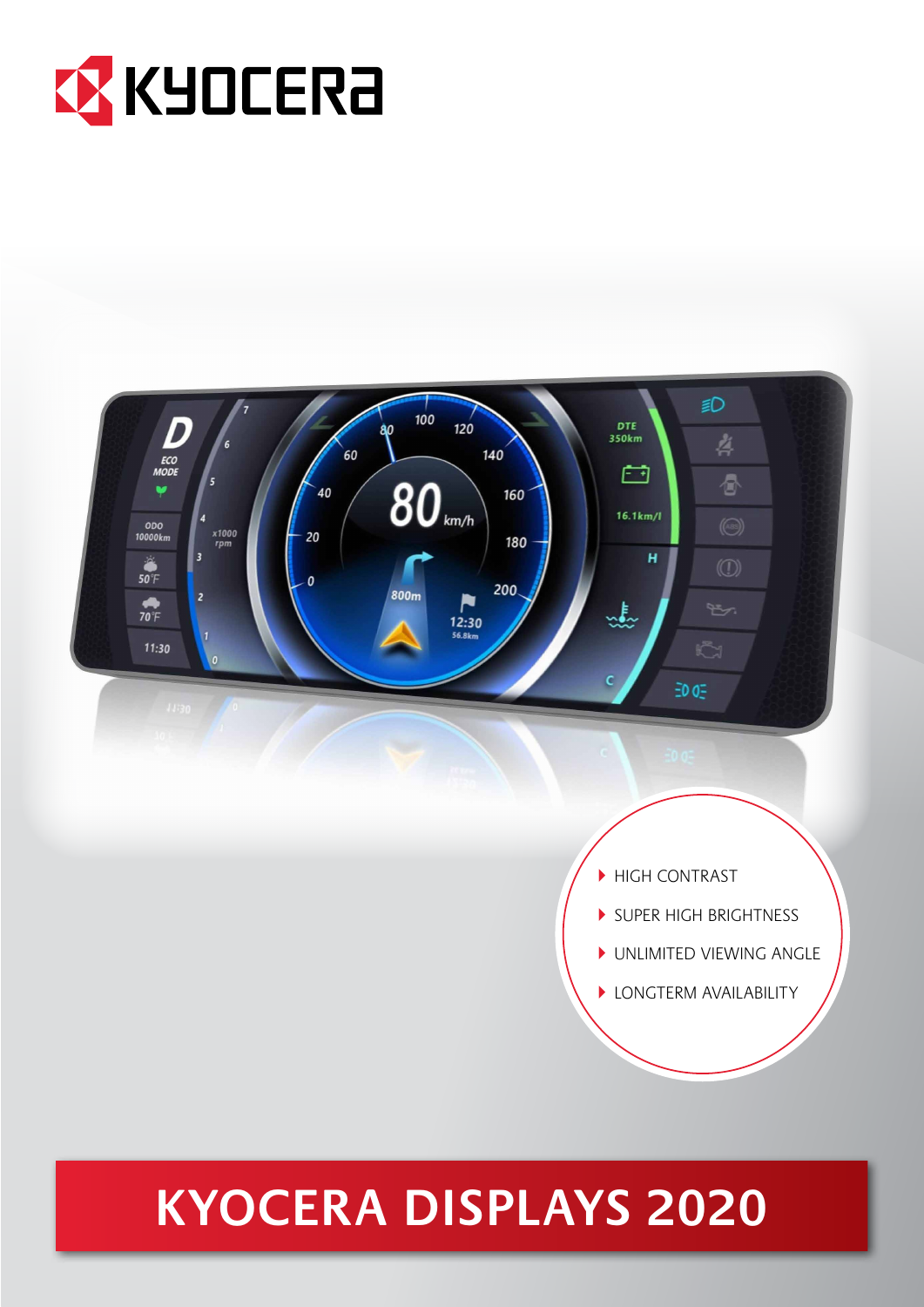KYOCERA

- HIGH CONTRAST
- SUPER HIGH BRIGHTNESS
- UNLIMITED VIEWING ANGLE
- LONGTERM AVAILABILITY

# KYOCERA DISPLAYS 2020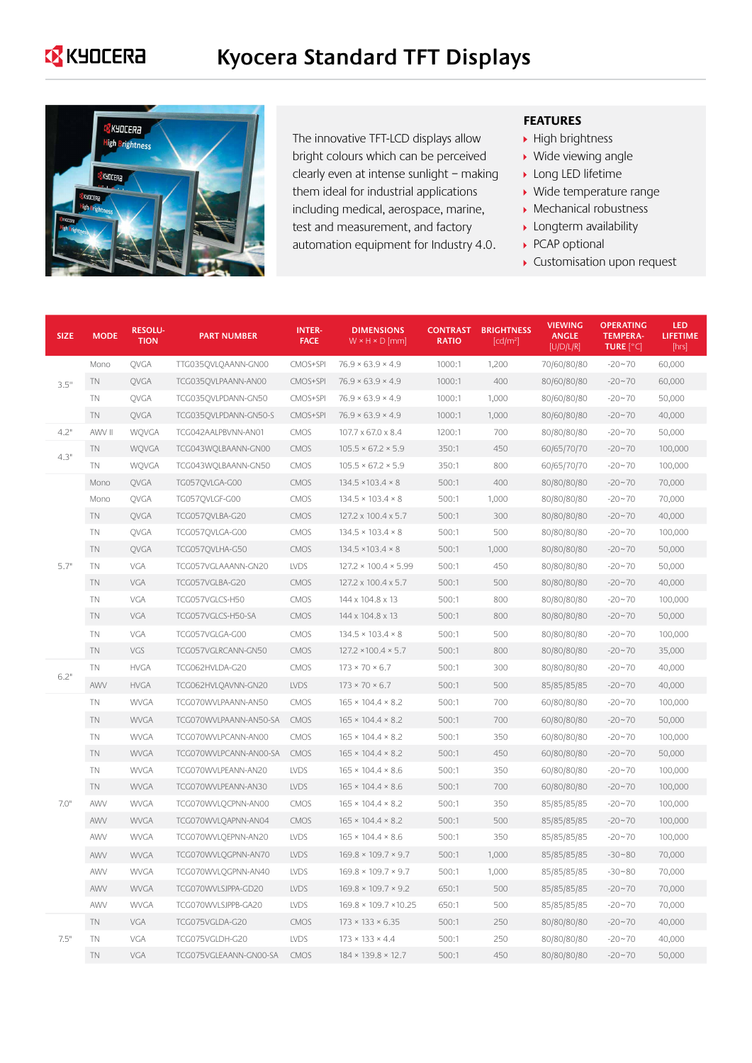# Kyocera Standard TFT Displays

The innovative TFT-LCD displays allow bright colours which can be perceived clearly even at intense sunlight – making them ideal for industrial applications including medical, aerospace, marine, test and measurement, and factory automation equipment for Industry 4.0.

## FEATURES

- High brightness
- Wide viewing angle
- Long LED lifetime
- Wide temperature range
- Mechanical robustness
- Longterm availability
- PCAP optional
- Customisation upon request

| SIZE | MODE | RESOLU-TION | PART NUMBER | INTER-FACE | DIMENSIONS W × H × D [mm] | CONTRAST RATIO | BRIGHTNESS [cd/m²] | VIEWING ANGLE [U/D/L/R] | OPERATING TEMPERA-TURE [°C] | LED LIFETIME [hrs] |
|---|---|---|---|---|---|---|---|---|---|---|
| 3.5" | Mono | QVGA | TTG035QVLQAANN-GN00 | CMOS+SPI | 76.9 × 63.9 × 4.9 | 1000:1 | 1,200 | 70/60/80/80 | -20~70 | 60,000 |
| | TN | QVGA | TCG035QVLPAANN-AN00 | CMOS+SPI | 76.9 × 63.9 × 4.9 | 1000:1 | 400 | 80/60/80/80 | -20~70 | 60,000 |
| | TN | QVGA | TCG035QVLPDANN-GN50 | CMOS+SPI | 76.9 × 63.9 × 4.9 | 1000:1 | 1,000 | 80/60/80/80 | -20~70 | 50,000 |
| | TN | QVGA | TCG035QVLPDANN-GN50-S | CMOS+SPI | 76.9 × 63.9 × 4.9 | 1000:1 | 1,000 | 80/60/80/80 | -20~70 | 40,000 |
| 4.2" | AWV II | WQVGA | TCG042AALPBVNN-AN01 | CMOS | 107.7 x 67.0 x 8.4 | 1200:1 | 700 | 80/80/80/80 | -20~70 | 50,000 |
| 4.3" | TN | WQVGA | TCG043WQLBAANN-GN00 | CMOS | 105.5 × 67.2 × 5.9 | 350:1 | 450 | 60/65/70/70 | -20~70 | 100,000 |
| | TN | WQVGA | TCG043WQLBAANN-GN50 | CMOS | 105.5 × 67.2 × 5.9 | 350:1 | 800 | 60/65/70/70 | -20~70 | 100,000 |
| 5.7" | Mono | QVGA | TG057QVLGA-G00 | CMOS | 134.5 ×103.4 × 8 | 500:1 | 400 | 80/80/80/80 | -20~70 | 70,000 |
| | Mono | QVGA | TG057QVLGF-G00 | CMOS | 134.5 × 103.4 × 8 | 500:1 | 1,000 | 80/80/80/80 | -20~70 | 70,000 |
| | TN | QVGA | TCG057QVLBA-G20 | CMOS | 127.2 x 100.4 x 5.7 | 500:1 | 300 | 80/80/80/80 | -20~70 | 40,000 |
| | TN | QVGA | TCG057QVLGA-G00 | CMOS | 134.5 × 103.4 × 8 | 500:1 | 500 | 80/80/80/80 | -20~70 | 100,000 |
| | TN | QVGA | TCG057QVLHA-G50 | CMOS | 134.5 ×103.4 × 8 | 500:1 | 1,000 | 80/80/80/80 | -20~70 | 50,000 |
| | TN | VGA | TCG057VGLAAANN-GN20 | LVDS | 127.2 × 100.4 × 5.99 | 500:1 | 450 | 80/80/80/80 | -20~70 | 50,000 |
| | TN | VGA | TCG057VGLBA-G20 | CMOS | 127.2 x 100.4 x 5.7 | 500:1 | 500 | 80/80/80/80 | -20~70 | 40,000 |
| | TN | VGA | TCG057VGLCS-H50 | CMOS | 144 x 104.8 x 13 | 500:1 | 800 | 80/80/80/80 | -20~70 | 100,000 |
| | TN | VGA | TCG057VGLCS-H50-SA | CMOS | 144 x 104.8 x 13 | 500:1 | 800 | 80/80/80/80 | -20~70 | 50,000 |
| | TN | VGA | TCG057VGLGA-G00 | CMOS | 134.5 × 103.4 × 8 | 500:1 | 500 | 80/80/80/80 | -20~70 | 100,000 |
| | TN | VGS | TCG057VGLRCANN-GN50 | CMOS | 127.2 ×100.4 × 5.7 | 500:1 | 800 | 80/80/80/80 | -20~70 | 35,000 |
| 6.2" | TN | HVGA | TCG062HVLDA-G20 | CMOS | 173 × 70 × 6.7 | 500:1 | 300 | 80/80/80/80 | -20~70 | 40,000 |
| | AWV | HVGA | TCG062HVLQAVNN-GN20 | LVDS | 173 × 70 × 6.7 | 500:1 | 500 | 85/85/85/85 | -20~70 | 40,000 |
| 7.0" | TN | WVGA | TCG070WVLPAANN-AN50 | CMOS | 165 × 104.4 × 8.2 | 500:1 | 700 | 60/80/80/80 | -20~70 | 100,000 |
| | TN | WVGA | TCG070WVLPAANN-AN50-SA | CMOS | 165 × 104.4 × 8.2 | 500:1 | 700 | 60/80/80/80 | -20~70 | 50,000 |
| | TN | WVGA | TCG070WVLPCANN-AN00 | CMOS | 165 × 104.4 × 8.2 | 500:1 | 350 | 60/80/80/80 | -20~70 | 100,000 |
| | TN | WVGA | TCG070WVLPCANN-AN00-SA | CMOS | 165 × 104.4 × 8.2 | 500:1 | 450 | 60/80/80/80 | -20~70 | 50,000 |
| | TN | WVGA | TCG070WVLPEANN-AN20 | LVDS | 165 × 104.4 × 8.6 | 500:1 | 350 | 60/80/80/80 | -20~70 | 100,000 |
| | TN | WVGA | TCG070WVLPEANN-AN30 | LVDS | 165 × 104.4 × 8.6 | 500:1 | 700 | 60/80/80/80 | -20~70 | 100,000 |
| | AWV | WVGA | TCG070WVLQCPNN-AN00 | CMOS | 165 × 104.4 × 8.2 | 500:1 | 350 | 85/85/85/85 | -20~70 | 100,000 |
| | AWV | WVGA | TCG070WVLQAPNN-AN04 | CMOS | 165 × 104.4 × 8.2 | 500:1 | 500 | 85/85/85/85 | -20~70 | 100,000 |
| | AWV | WVGA | TCG070WVLQEPNN-AN20 | LVDS | 165 × 104.4 × 8.6 | 500:1 | 350 | 85/85/85/85 | -20~70 | 100,000 |
| | AWV | WVGA | TCG070WVLQGPNN-AN70 | LVDS | 169.8 × 109.7 × 9.7 | 500:1 | 1,000 | 85/85/85/85 | -30~80 | 70,000 |
| | AWV | WVGA | TCG070WVLQGPNN-AN40 | LVDS | 169.8 × 109.7 × 9.7 | 500:1 | 1,000 | 85/85/85/85 | -30~80 | 70,000 |
| | AWV | WVGA | TCG070WVLSJPPA-GD20 | LVDS | 169.8 × 109.7 × 9.2 | 650:1 | 500 | 85/85/85/85 | -20~70 | 70,000 |
| | AWV | WVGA | TCG070WVLSJPPB-GA20 | LVDS | 169.8 × 109.7 ×10.25 | 650:1 | 500 | 85/85/85/85 | -20~70 | 70,000 |
| 7.5" | TN | VGA | TCG075VGLDA-G20 | CMOS | 173 × 133 × 6.35 | 500:1 | 250 | 80/80/80/80 | -20~70 | 40,000 |
| | TN | VGA | TCG075VGLDH-G20 | LVDS | 173 × 133 × 4.4 | 500:1 | 250 | 80/80/80/80 | -20~70 | 40,000 |
| | TN | VGA | TCG075VGLEAANN-GN00-SA | CMOS | 184 × 139.8 × 12.7 | 500:1 | 450 | 80/80/80/80 | -20~70 | 50,000 |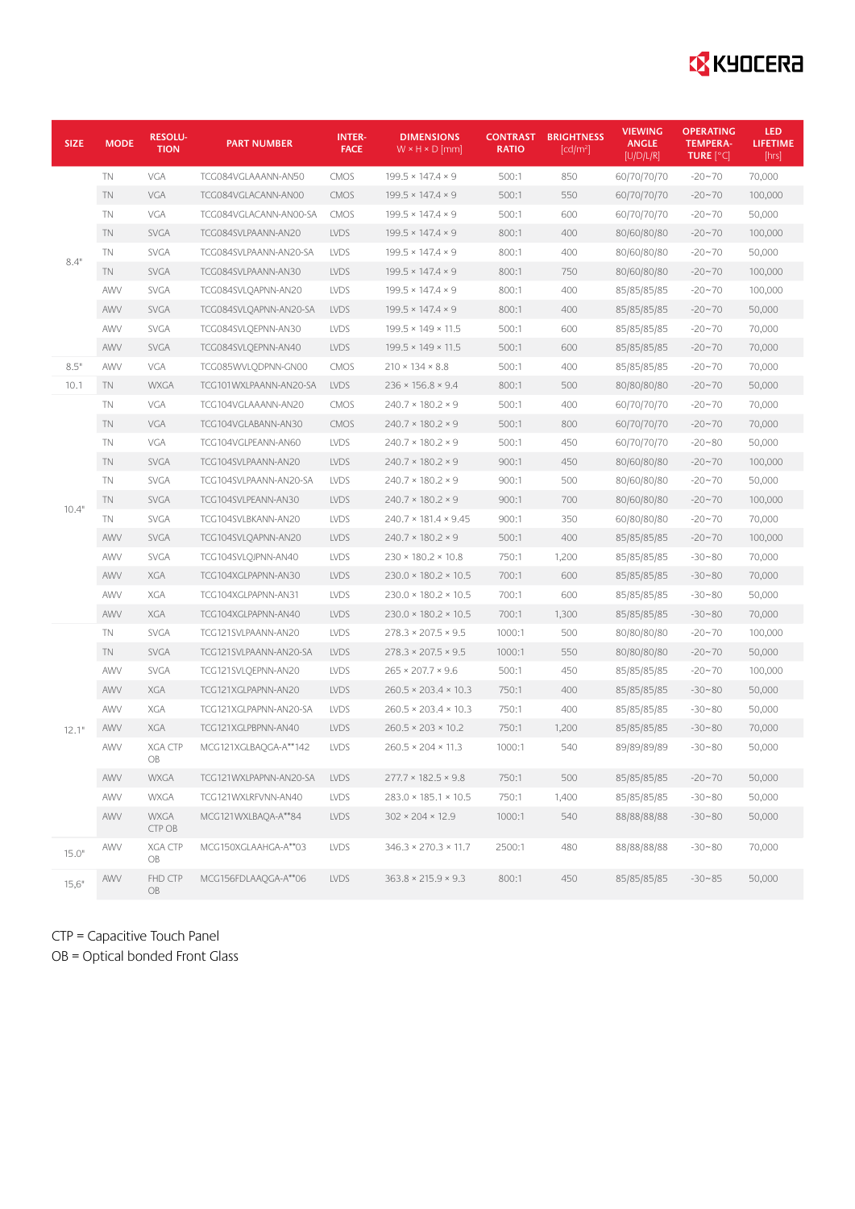| SIZE | MODE | RESOLU-TION | PART NUMBER | INTER-FACE | DIMENSIONS W × H × D [mm] | CONTRAST RATIO | BRIGHTNESS [cd/m²] | VIEWING ANGLE [U/D/L/R] | OPERATING TEMPERA-TURE [°C] | LED LIFETIME [hrs] |
|---|---|---|---|---|---|---|---|---|---|---|
| 8.4" | TN | VGA | TCG084VGLAAANN-AN50 | CMOS | 199.5 × 147.4 × 9 | 500:1 | 850 | 60/70/70/70 | -20~70 | 70,000 |
| | TN | VGA | TCG084VGLACANN-AN00 | CMOS | 199.5 × 147.4 × 9 | 500:1 | 550 | 60/70/70/70 | -20~70 | 100,000 |
| | TN | VGA | TCG084VGLACANN-AN00-SA | CMOS | 199.5 × 147.4 × 9 | 500:1 | 600 | 60/70/70/70 | -20~70 | 50,000 |
| | TN | SVGA | TCG084SVLPAANN-AN20 | LVDS | 199.5 × 147.4 × 9 | 800:1 | 400 | 80/60/80/80 | -20~70 | 100,000 |
| | TN | SVGA | TCG084SVLPAANN-AN20-SA | LVDS | 199.5 × 147.4 × 9 | 800:1 | 400 | 80/60/80/80 | -20~70 | 50,000 |
| | TN | SVGA | TCG084SVLPAANN-AN30 | LVDS | 199.5 × 147.4 × 9 | 800:1 | 750 | 80/60/80/80 | -20~70 | 100,000 |
| | AWV | SVGA | TCG084SVLQAPNN-AN20 | LVDS | 199.5 × 147.4 × 9 | 800:1 | 400 | 85/85/85/85 | -20~70 | 100,000 |
| | AWV | SVGA | TCG084SVLQAPNN-AN20-SA | LVDS | 199.5 × 147.4 × 9 | 800:1 | 400 | 85/85/85/85 | -20~70 | 50,000 |
| | AWV | SVGA | TCG084SVLQEPNN-AN30 | LVDS | 199.5 × 149 × 11.5 | 500:1 | 600 | 85/85/85/85 | -20~70 | 70,000 |
| | AWV | SVGA | TCG084SVLQEPNN-AN40 | LVDS | 199.5 × 149 × 11.5 | 500:1 | 600 | 85/85/85/85 | -20~70 | 70,000 |
| 8.5" | AWV | VGA | TCG085WVLQDPNN-GN00 | CMOS | 210 × 134 × 8.8 | 500:1 | 400 | 85/85/85/85 | -20~70 | 70,000 |
| 10.1 | TN | WXGA | TCG101WXLPAANN-AN20-SA | LVDS | 236 × 156.8 × 9.4 | 800:1 | 500 | 80/80/80/80 | -20~70 | 50,000 |
| 10.4" | TN | VGA | TCG104VGLAAANN-AN20 | CMOS | 240.7 × 180.2 × 9 | 500:1 | 400 | 60/70/70/70 | -20~70 | 70,000 |
| | TN | VGA | TCG104VGLABANN-AN30 | CMOS | 240.7 × 180.2 × 9 | 500:1 | 800 | 60/70/70/70 | -20~70 | 70,000 |
| | TN | VGA | TCG104VGLPEANN-AN60 | LVDS | 240.7 × 180.2 × 9 | 500:1 | 450 | 60/70/70/70 | -20~80 | 50,000 |
| | TN | SVGA | TCG104SVLPAANN-AN20 | LVDS | 240.7 × 180.2 × 9 | 900:1 | 450 | 80/60/80/80 | -20~70 | 100,000 |
| | TN | SVGA | TCG104SVLPAANN-AN20-SA | LVDS | 240.7 × 180.2 × 9 | 900:1 | 500 | 80/60/80/80 | -20~70 | 50,000 |
| | TN | SVGA | TCG104SVLPEANN-AN30 | LVDS | 240.7 × 180.2 × 9 | 900:1 | 700 | 80/60/80/80 | -20~70 | 100,000 |
| | TN | SVGA | TCG104SVLBKANN-AN20 | LVDS | 240.7 × 181.4 × 9.45 | 900:1 | 350 | 60/80/80/80 | -20~70 | 70,000 |
| | AWV | SVGA | TCG104SVLQAPNN-AN20 | LVDS | 240.7 × 180.2 × 9 | 500:1 | 400 | 85/85/85/85 | -20~70 | 100,000 |
| | AWV | SVGA | TCG104SVLQJPNN-AN40 | LVDS | 230 × 180.2 × 10.8 | 750:1 | 1,200 | 85/85/85/85 | -30~80 | 70,000 |
| | AWV | XGA | TCG104XGLPAPNN-AN30 | LVDS | 230.0 × 180.2 × 10.5 | 700:1 | 600 | 85/85/85/85 | -30~80 | 70,000 |
| | AWV | XGA | TCG104XGLPAPNN-AN31 | LVDS | 230.0 × 180.2 × 10.5 | 700:1 | 600 | 85/85/85/85 | -30~80 | 50,000 |
| | AWV | XGA | TCG104XGLPAPNN-AN40 | LVDS | 230.0 × 180.2 × 10.5 | 700:1 | 1,300 | 85/85/85/85 | -30~80 | 70,000 |
| 12.1" | TN | SVGA | TCG121SVLPAANN-AN20 | LVDS | 278.3 × 207.5 × 9.5 | 1000:1 | 500 | 80/80/80/80 | -20~70 | 100,000 |
| | TN | SVGA | TCG121SVLPAANN-AN20-SA | LVDS | 278.3 × 207.5 × 9.5 | 1000:1 | 550 | 80/80/80/80 | -20~70 | 50,000 |
| | AWV | SVGA | TCG121SVLQEPNN-AN20 | LVDS | 265 × 207.7 × 9.6 | 500:1 | 450 | 85/85/85/85 | -20~70 | 100,000 |
| | AWV | XGA | TCG121XGLPAPNN-AN20 | LVDS | 260.5 × 203.4 × 10.3 | 750:1 | 400 | 85/85/85/85 | -30~80 | 50,000 |
| | AWV | XGA | TCG121XGLPAPNN-AN20-SA | LVDS | 260.5 × 203.4 × 10.3 | 750:1 | 400 | 85/85/85/85 | -30~80 | 50,000 |
| | AWV | XGA | TCG121XGLPBPNN-AN40 | LVDS | 260.5 × 203 × 10.2 | 750:1 | 1,200 | 85/85/85/85 | -30~80 | 70,000 |
| | AWV | XGA CTP OB | MCG121XGLBAQGA-A**142 | LVDS | 260.5 × 204 × 11.3 | 1000:1 | 540 | 89/89/89/89 | -30~80 | 50,000 |
| | AWV | WXGA | TCG121WXLPAPNN-AN20-SA | LVDS | 277.7 × 182.5 × 9.8 | 750:1 | 500 | 85/85/85/85 | -20~70 | 50,000 |
| | AWV | WXGA | TCG121WXLRFVNN-AN40 | LVDS | 283.0 × 185.1 × 10.5 | 750:1 | 1,400 | 85/85/85/85 | -30~80 | 50,000 |
| | AWV | WXGA CTP OB | MCG121WXLBAQA-A**84 | LVDS | 302 × 204 × 12.9 | 1000:1 | 540 | 88/88/88/88 | -30~80 | 50,000 |
| 15.0" | AWV | XGA CTP OB | MCG150XGLAAHGA-A**03 | LVDS | 346.3 × 270.3 × 11.7 | 2500:1 | 480 | 88/88/88/88 | -30~80 | 70,000 |
| 15,6" | AWV | FHD CTP OB | MCG156FDLAAQGA-A**06 | LVDS | 363.8 × 215.9 × 9.3 | 800:1 | 450 | 85/85/85/85 | -30~85 | 50,000 |

CTP = Capacitive Touch Panel
OB = Optical bonded Front Glass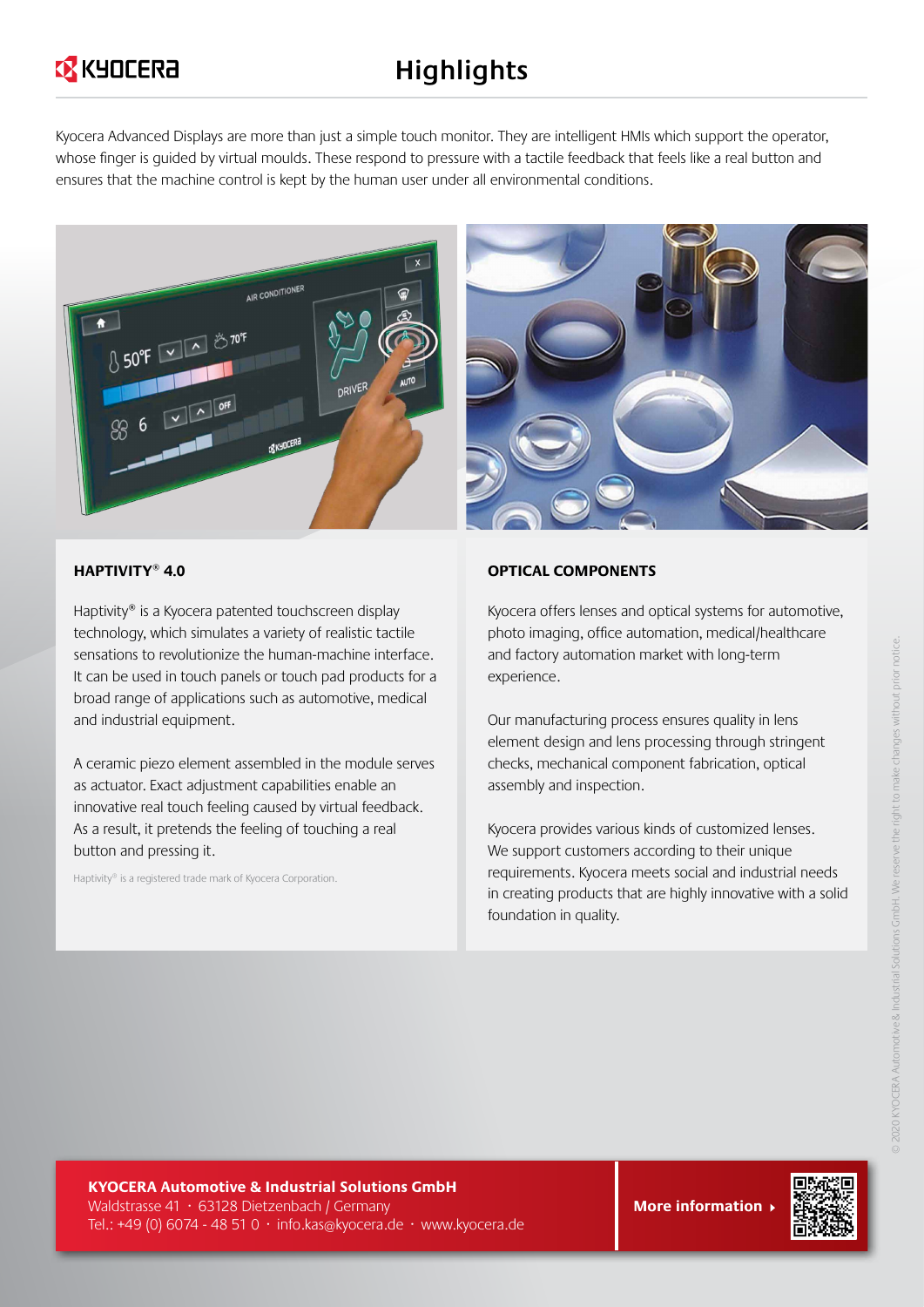# Highlights

Kyocera Advanced Displays are more than just a simple touch monitor. They are intelligent HMIs which support the operator, whose finger is guided by virtual moulds. These respond to pressure with a tactile feedback that feels like a real button and ensures that the machine control is kept by the human user under all environmental conditions.

## HAPTIVITY® 4.0

Haptivity® is a Kyocera patented touchscreen display technology, which simulates a variety of realistic tactile sensations to revolutionize the human-machine interface. It can be used in touch panels or touch pad products for a broad range of applications such as automotive, medical and industrial equipment.

A ceramic piezo element assembled in the module serves as actuator. Exact adjustment capabilities enable an innovative real touch feeling caused by virtual feedback. As a result, it pretends the feeling of touching a real button and pressing it.

Haptivity® is a registered trade mark of Kyocera Corporation.

## OPTICAL COMPONENTS

Kyocera offers lenses and optical systems for automotive, photo imaging, office automation, medical/healthcare and factory automation market with long-term experience.

Our manufacturing process ensures quality in lens element design and lens processing through stringent checks, mechanical component fabrication, optical assembly and inspection.

Kyocera provides various kinds of customized lenses. We support customers according to their unique requirements. Kyocera meets social and industrial needs in creating products that are highly innovative with a solid foundation in quality.

**KYOCERA Automotive & Industrial Solutions GmbH**
Waldstrasse 41 · 63128 Dietzenbach / Germany
Tel.: +49 (0) 6074 - 48 51 0 · info.kas@kyocera.de · www.kyocera.de

**More information**

© 2020 KYOCERA Automotive & Industrial Solutions GmbH. We reserve the right to make changes without prior notice.